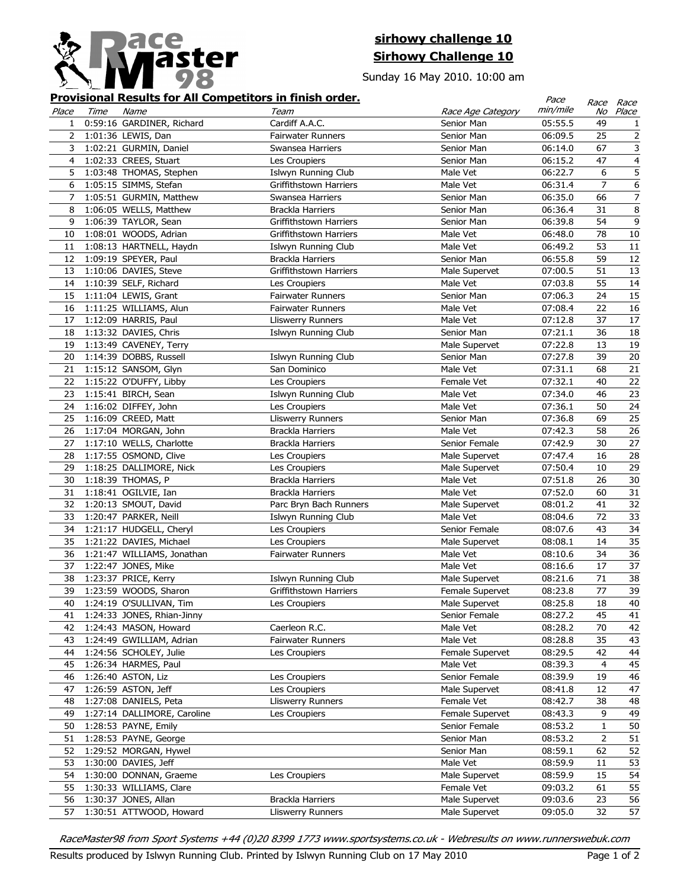## sirhowy challenge 10

## Sirhowy Challenge 10

Sunday 16 May 2010. 10:00 am

### Provisional Results for All Competitors in finish order.

| Place | Time | Name | Team | Race Age Category | Pace min/mile | Race No | Race Place |
|---|---|---|---|---|---|---|---|
| 1 | 0:59:16 | GARDINER, Richard | Cardiff A.A.C. | Senior Man | 05:55.5 | 49 | 1 |
| 2 | 1:01:36 | LEWIS, Dan | Fairwater Runners | Senior Man | 06:09.5 | 25 | 2 |
| 3 | 1:02:21 | GURMIN, Daniel | Swansea Harriers | Senior Man | 06:14.0 | 67 | 3 |
| 4 | 1:02:33 | CREES, Stuart | Les Croupiers | Senior Man | 06:15.2 | 47 | 4 |
| 5 | 1:03:48 | THOMAS, Stephen | Islwyn Running Club | Male Vet | 06:22.7 | 6 | 5 |
| 6 | 1:05:15 | SIMMS, Stefan | Griffithstown Harriers | Male Vet | 06:31.4 | 7 | 6 |
| 7 | 1:05:51 | GURMIN, Matthew | Swansea Harriers | Senior Man | 06:35.0 | 66 | 7 |
| 8 | 1:06:05 | WELLS, Matthew | Brackla Harriers | Senior Man | 06:36.4 | 31 | 8 |
| 9 | 1:06:39 | TAYLOR, Sean | Griffithstown Harriers | Senior Man | 06:39.8 | 54 | 9 |
| 10 | 1:08:01 | WOODS, Adrian | Griffithstown Harriers | Male Vet | 06:48.0 | 78 | 10 |
| 11 | 1:08:13 | HARTNELL, Haydn | Islwyn Running Club | Male Vet | 06:49.2 | 53 | 11 |
| 12 | 1:09:19 | SPEYER, Paul | Brackla Harriers | Senior Man | 06:55.8 | 59 | 12 |
| 13 | 1:10:06 | DAVIES, Steve | Griffithstown Harriers | Male Supervet | 07:00.5 | 51 | 13 |
| 14 | 1:10:39 | SELF, Richard | Les Croupiers | Male Vet | 07:03.8 | 55 | 14 |
| 15 | 1:11:04 | LEWIS, Grant | Fairwater Runners | Senior Man | 07:06.3 | 24 | 15 |
| 16 | 1:11:25 | WILLIAMS, Alun | Fairwater Runners | Male Vet | 07:08.4 | 22 | 16 |
| 17 | 1:12:09 | HARRIS, Paul | Lliswerry Runners | Male Vet | 07:12.8 | 37 | 17 |
| 18 | 1:13:32 | DAVIES, Chris | Islwyn Running Club | Senior Man | 07:21.1 | 36 | 18 |
| 19 | 1:13:49 | CAVENEY, Terry | | Male Supervet | 07:22.8 | 13 | 19 |
| 20 | 1:14:39 | DOBBS, Russell | Islwyn Running Club | Senior Man | 07:27.8 | 39 | 20 |
| 21 | 1:15:12 | SANSOM, Glyn | San Dominico | Male Vet | 07:31.1 | 68 | 21 |
| 22 | 1:15:22 | O'DUFFY, Libby | Les Croupiers | Female Vet | 07:32.1 | 40 | 22 |
| 23 | 1:15:41 | BIRCH, Sean | Islwyn Running Club | Male Vet | 07:34.0 | 46 | 23 |
| 24 | 1:16:02 | DIFFEY, John | Les Croupiers | Male Vet | 07:36.1 | 50 | 24 |
| 25 | 1:16:09 | CREED, Matt | Lliswerry Runners | Senior Man | 07:36.8 | 69 | 25 |
| 26 | 1:17:04 | MORGAN, John | Brackla Harriers | Male Vet | 07:42.3 | 58 | 26 |
| 27 | 1:17:10 | WELLS, Charlotte | Brackla Harriers | Senior Female | 07:42.9 | 30 | 27 |
| 28 | 1:17:55 | OSMOND, Clive | Les Croupiers | Male Supervet | 07:47.4 | 16 | 28 |
| 29 | 1:18:25 | DALLIMORE, Nick | Les Croupiers | Male Supervet | 07:50.4 | 10 | 29 |
| 30 | 1:18:39 | THOMAS, P | Brackla Harriers | Male Vet | 07:51.8 | 26 | 30 |
| 31 | 1:18:41 | OGILVIE, Ian | Brackla Harriers | Male Vet | 07:52.0 | 60 | 31 |
| 32 | 1:20:13 | SMOUT, David | Parc Bryn Bach Runners | Male Supervet | 08:01.2 | 41 | 32 |
| 33 | 1:20:47 | PARKER, Neill | Islwyn Running Club | Male Vet | 08:04.6 | 72 | 33 |
| 34 | 1:21:17 | HUDGELL, Cheryl | Les Croupiers | Senior Female | 08:07.6 | 43 | 34 |
| 35 | 1:21:22 | DAVIES, Michael | Les Croupiers | Male Supervet | 08:08.1 | 14 | 35 |
| 36 | 1:21:47 | WILLIAMS, Jonathan | Fairwater Runners | Male Vet | 08:10.6 | 34 | 36 |
| 37 | 1:22:47 | JONES, Mike | | Male Vet | 08:16.6 | 17 | 37 |
| 38 | 1:23:37 | PRICE, Kerry | Islwyn Running Club | Male Supervet | 08:21.6 | 71 | 38 |
| 39 | 1:23:59 | WOODS, Sharon | Griffithstown Harriers | Female Supervet | 08:23.8 | 77 | 39 |
| 40 | 1:24:19 | O'SULLIVAN, Tim | Les Croupiers | Male Supervet | 08:25.8 | 18 | 40 |
| 41 | 1:24:33 | JONES, Rhian-Jinny | | Senior Female | 08:27.2 | 45 | 41 |
| 42 | 1:24:43 | MASON, Howard | Caerleon R.C. | Male Vet | 08:28.2 | 70 | 42 |
| 43 | 1:24:49 | GWILLIAM, Adrian | Fairwater Runners | Male Vet | 08:28.8 | 35 | 43 |
| 44 | 1:24:56 | SCHOLEY, Julie | Les Croupiers | Female Supervet | 08:29.5 | 42 | 44 |
| 45 | 1:26:34 | HARMES, Paul | | Male Vet | 08:39.3 | 4 | 45 |
| 46 | 1:26:40 | ASTON, Liz | Les Croupiers | Senior Female | 08:39.9 | 19 | 46 |
| 47 | 1:26:59 | ASTON, Jeff | Les Croupiers | Male Supervet | 08:41.8 | 12 | 47 |
| 48 | 1:27:08 | DANIELS, Peta | Lliswerry Runners | Female Vet | 08:42.7 | 38 | 48 |
| 49 | 1:27:14 | DALLIMORE, Caroline | Les Croupiers | Female Supervet | 08:43.3 | 9 | 49 |
| 50 | 1:28:53 | PAYNE, Emily | | Senior Female | 08:53.2 | 1 | 50 |
| 51 | 1:28:53 | PAYNE, George | | Senior Man | 08:53.2 | 2 | 51 |
| 52 | 1:29:52 | MORGAN, Hywel | | Senior Man | 08:59.1 | 62 | 52 |
| 53 | 1:30:00 | DAVIES, Jeff | | Male Vet | 08:59.9 | 11 | 53 |
| 54 | 1:30:00 | DONNAN, Graeme | Les Croupiers | Male Supervet | 08:59.9 | 15 | 54 |
| 55 | 1:30:33 | WILLIAMS, Clare | | Female Vet | 09:03.2 | 61 | 55 |
| 56 | 1:30:37 | JONES, Allan | Brackla Harriers | Male Supervet | 09:03.6 | 23 | 56 |
| 57 | 1:30:51 | ATTWOOD, Howard | Lliswerry Runners | Male Supervet | 09:05.0 | 32 | 57 |

*RaceMaster98 from Sport Systems +44 (0)20 8399 1773 www.sportsystems.co.uk - Webresults on www.runnerswebuk.com*

Results produced by Islwyn Running Club. Printed by Islwyn Running Club on 17 May 2010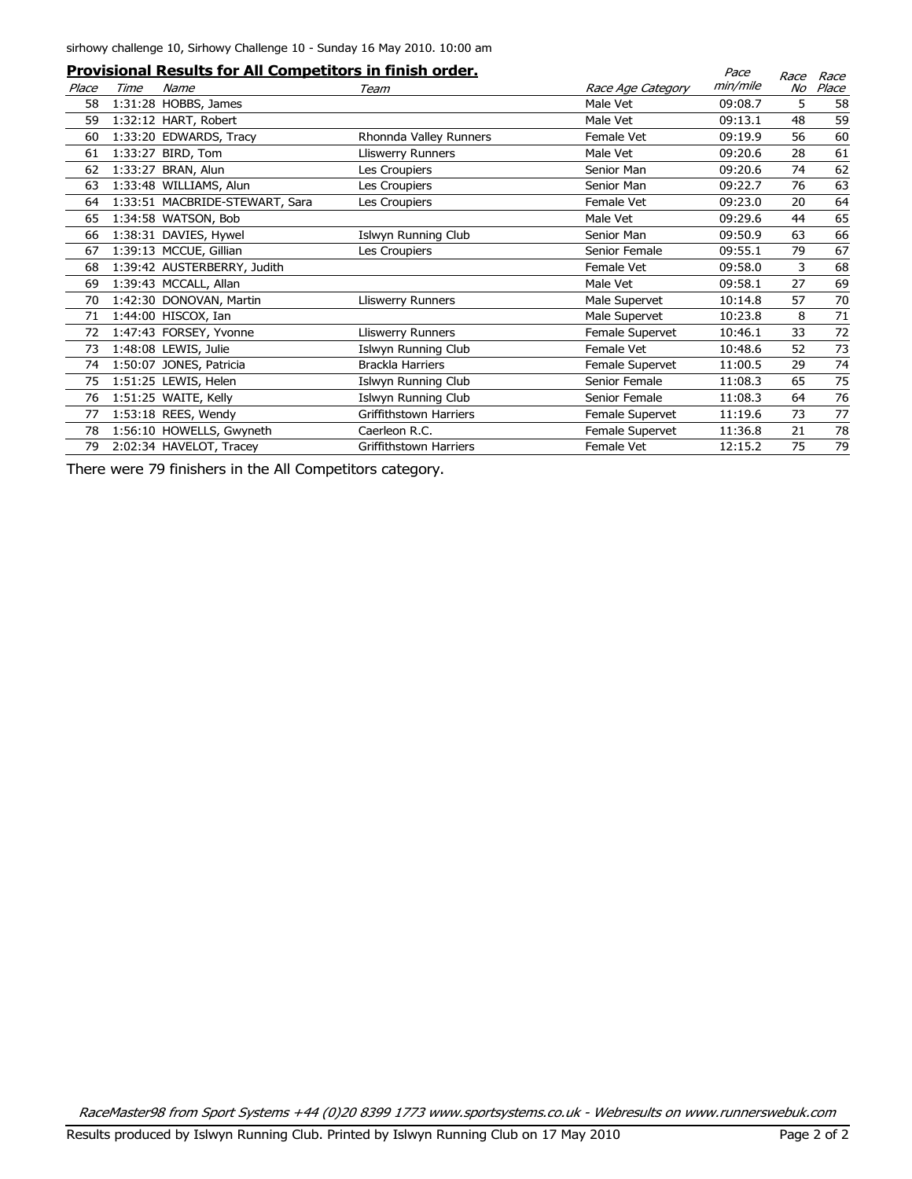sirhowy challenge 10, Sirhowy Challenge 10 - Sunday 16 May 2010. 10:00 am

## Provisional Results for All Competitors in finish order.

| *Place* | *Time* | *Name* | *Team* | *Race Age Category* | *Pace min/mile* | *Race No* | *Race Place* |
|---|---|---|---|---|---|---|---|
| 58 | 1:31:28 | HOBBS, James | | Male Vet | 09:08.7 | 5 | 58 |
| 59 | 1:32:12 | HART, Robert | | Male Vet | 09:13.1 | 48 | 59 |
| 60 | 1:33:20 | EDWARDS, Tracy | Rhonnda Valley Runners | Female Vet | 09:19.9 | 56 | 60 |
| 61 | 1:33:27 | BIRD, Tom | Lliswerry Runners | Male Vet | 09:20.6 | 28 | 61 |
| 62 | 1:33:27 | BRAN, Alun | Les Croupiers | Senior Man | 09:20.6 | 74 | 62 |
| 63 | 1:33:48 | WILLIAMS, Alun | Les Croupiers | Senior Man | 09:22.7 | 76 | 63 |
| 64 | 1:33:51 | MACBRIDE-STEWART, Sara | Les Croupiers | Female Vet | 09:23.0 | 20 | 64 |
| 65 | 1:34:58 | WATSON, Bob | | Male Vet | 09:29.6 | 44 | 65 |
| 66 | 1:38:31 | DAVIES, Hywel | Islwyn Running Club | Senior Man | 09:50.9 | 63 | 66 |
| 67 | 1:39:13 | MCCUE, Gillian | Les Croupiers | Senior Female | 09:55.1 | 79 | 67 |
| 68 | 1:39:42 | AUSTERBERRY, Judith | | Female Vet | 09:58.0 | 3 | 68 |
| 69 | 1:39:43 | MCCALL, Allan | | Male Vet | 09:58.1 | 27 | 69 |
| 70 | 1:42:30 | DONOVAN, Martin | Lliswerry Runners | Male Supervet | 10:14.8 | 57 | 70 |
| 71 | 1:44:00 | HISCOX, Ian | | Male Supervet | 10:23.8 | 8 | 71 |
| 72 | 1:47:43 | FORSEY, Yvonne | Lliswerry Runners | Female Supervet | 10:46.1 | 33 | 72 |
| 73 | 1:48:08 | LEWIS, Julie | Islwyn Running Club | Female Vet | 10:48.6 | 52 | 73 |
| 74 | 1:50:07 | JONES, Patricia | Brackla Harriers | Female Supervet | 11:00.5 | 29 | 74 |
| 75 | 1:51:25 | LEWIS, Helen | Islwyn Running Club | Senior Female | 11:08.3 | 65 | 75 |
| 76 | 1:51:25 | WAITE, Kelly | Islwyn Running Club | Senior Female | 11:08.3 | 64 | 76 |
| 77 | 1:53:18 | REES, Wendy | Griffithstown Harriers | Female Supervet | 11:19.6 | 73 | 77 |
| 78 | 1:56:10 | HOWELLS, Gwyneth | Caerleon R.C. | Female Supervet | 11:36.8 | 21 | 78 |
| 79 | 2:02:34 | HAVELOT, Tracey | Griffithstown Harriers | Female Vet | 12:15.2 | 75 | 79 |

There were 79 finishers in the All Competitors category.

*RaceMaster98 from Sport Systems +44 (0)20 8399 1773 www.sportsystems.co.uk - Webresults on www.runnerswebuk.com*

Results produced by Islwyn Running Club. Printed by Islwyn Running Club on 17 May 2010